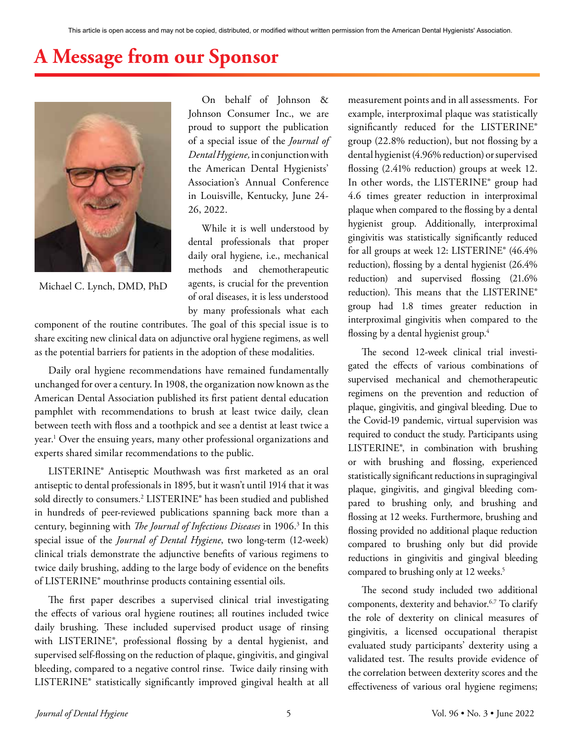This article is open access and may not be copied, distributed, or modified without written permission from the American Dental Hygienists' Association.

# A Message from our Sponsor

Michael C. Lynch, DMD, PhD

On behalf of Johnson & Johnson Consumer Inc., we are proud to support the publication of a special issue of the *Journal of Dental Hygiene,* in conjunction with the American Dental Hygienists' Association's Annual Conference in Louisville, Kentucky, June 24-26, 2022.

While it is well understood by dental professionals that proper daily oral hygiene, i.e., mechanical methods and chemotherapeutic agents, is crucial for the prevention of oral diseases, it is less understood by many professionals what each component of the routine contributes. The goal of this special issue is to share exciting new clinical data on adjunctive oral hygiene regimens, as well as the potential barriers for patients in the adoption of these modalities.

Daily oral hygiene recommendations have remained fundamentally unchanged for over a century. In 1908, the organization now known as the American Dental Association published its first patient dental education pamphlet with recommendations to brush at least twice daily, clean between teeth with floss and a toothpick and see a dentist at least twice a year.[1] Over the ensuing years, many other professional organizations and experts shared similar recommendations to the public.

LISTERINE® Antiseptic Mouthwash was first marketed as an oral antiseptic to dental professionals in 1895, but it wasn't until 1914 that it was sold directly to consumers.[2] LISTERINE® has been studied and published in hundreds of peer-reviewed publications spanning back more than a century, beginning with *The Journal of Infectious Diseases* in 1906.[3] In this special issue of the *Journal of Dental Hygiene*, two long-term (12-week) clinical trials demonstrate the adjunctive benefits of various regimens to twice daily brushing, adding to the large body of evidence on the benefits of LISTERINE® mouthrinse products containing essential oils.

The first paper describes a supervised clinical trial investigating the effects of various oral hygiene routines; all routines included twice daily brushing. These included supervised product usage of rinsing with LISTERINE®, professional flossing by a dental hygienist, and supervised self-flossing on the reduction of plaque, gingivitis, and gingival bleeding, compared to a negative control rinse. Twice daily rinsing with LISTERINE® statistically significantly improved gingival health at all measurement points and in all assessments. For example, interproximal plaque was statistically significantly reduced for the LISTERINE® group (22.8% reduction), but not flossing by a dental hygienist (4.96% reduction) or supervised flossing (2.41% reduction) groups at week 12. In other words, the LISTERINE® group had 4.6 times greater reduction in interproximal plaque when compared to the flossing by a dental hygienist group. Additionally, interproximal gingivitis was statistically significantly reduced for all groups at week 12: LISTERINE® (46.4% reduction), flossing by a dental hygienist (26.4% reduction) and supervised flossing (21.6% reduction). This means that the LISTERINE® group had 1.8 times greater reduction in interproximal gingivitis when compared to the flossing by a dental hygienist group.[4]

The second 12-week clinical trial investigated the effects of various combinations of supervised mechanical and chemotherapeutic regimens on the prevention and reduction of plaque, gingivitis, and gingival bleeding. Due to the Covid-19 pandemic, virtual supervision was required to conduct the study. Participants using LISTERINE®, in combination with brushing or with brushing and flossing, experienced statistically significant reductions in supragingival plaque, gingivitis, and gingival bleeding compared to brushing only, and brushing and flossing at 12 weeks. Furthermore, brushing and flossing provided no additional plaque reduction compared to brushing only but did provide reductions in gingivitis and gingival bleeding compared to brushing only at 12 weeks.[5]

The second study included two additional components, dexterity and behavior.[6,7] To clarify the role of dexterity on clinical measures of gingivitis, a licensed occupational therapist evaluated study participants' dexterity using a validated test. The results provide evidence of the correlation between dexterity scores and the effectiveness of various oral hygiene regimens;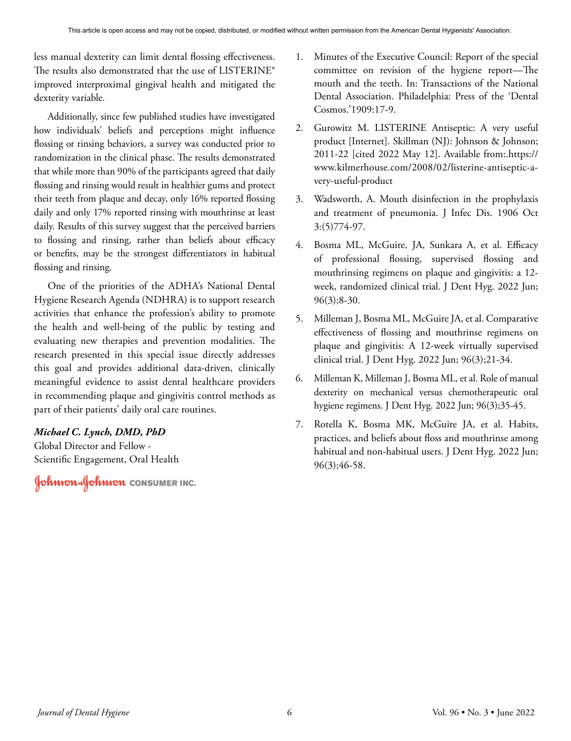less manual dexterity can limit dental flossing effectiveness. The results also demonstrated that the use of LISTERINE® improved interproximal gingival health and mitigated the dexterity variable.

Additionally, since few published studies have investigated how individuals' beliefs and perceptions might influence flossing or rinsing behaviors, a survey was conducted prior to randomization in the clinical phase. The results demonstrated that while more than 90% of the participants agreed that daily flossing and rinsing would result in healthier gums and protect their teeth from plaque and decay, only 16% reported flossing daily and only 17% reported rinsing with mouthrinse at least daily. Results of this survey suggest that the perceived barriers to flossing and rinsing, rather than beliefs about efficacy or benefits, may be the strongest differentiators in habitual flossing and rinsing.

One of the priorities of the ADHA's National Dental Hygiene Research Agenda (NDHRA) is to support research activities that enhance the profession's ability to promote the health and well-being of the public by testing and evaluating new therapies and prevention modalities. The research presented in this special issue directly addresses this goal and provides additional data-driven, clinically meaningful evidence to assist dental healthcare providers in recommending plaque and gingivitis control methods as part of their patients' daily oral care routines.

***Michael C. Lynch, DMD, PhD***
Global Director and Fellow -
Scientific Engagement, Oral Health

Johnson & Johnson CONSUMER INC.

1. Minutes of the Executive Council: Report of the special committee on revision of the hygiene report—The mouth and the teeth. In: Transactions of the National Dental Association. Philadelphia: Press of the 'Dental Cosmos.'1909:17-9.
2. Gurowitz M. LISTERINE Antiseptic: A very useful product [Internet]. Skillman (NJ): Johnson & Johnson; 2011-22 [cited 2022 May 12]. Available from:.https://www.kilmerhouse.com/2008/02/listerine-antiseptic-a-very-useful-product
3. Wadsworth, A. Mouth disinfection in the prophylaxis and treatment of pneumonia. J Infec Dis. 1906 Oct 3:(5)774-97.
4. Bosma ML, McGuire, JA, Sunkara A, et al. Efficacy of professional flossing, supervised flossing and mouthrinsing regimens on plaque and gingivitis: a 12-week, randomized clinical trial. J Dent Hyg. 2022 Jun; 96(3);8-30.
5. Milleman J, Bosma ML, McGuire JA, et al. Comparative effectiveness of flossing and mouthrinse regimens on plaque and gingivitis: A 12-week virtually supervised clinical trial. J Dent Hyg. 2022 Jun; 96(3);21-34.
6. Milleman K, Milleman J, Bosma ML, et al. Role of manual dexterity on mechanical versus chemotherapeutic oral hygiene regimens. J Dent Hyg. 2022 Jun; 96(3);35-45.
7. Rotella K, Bosma MK, McGuire JA, et al. Habits, practices, and beliefs about floss and mouthrinse among habitual and non-habitual users. J Dent Hyg. 2022 Jun; 96(3);46-58.